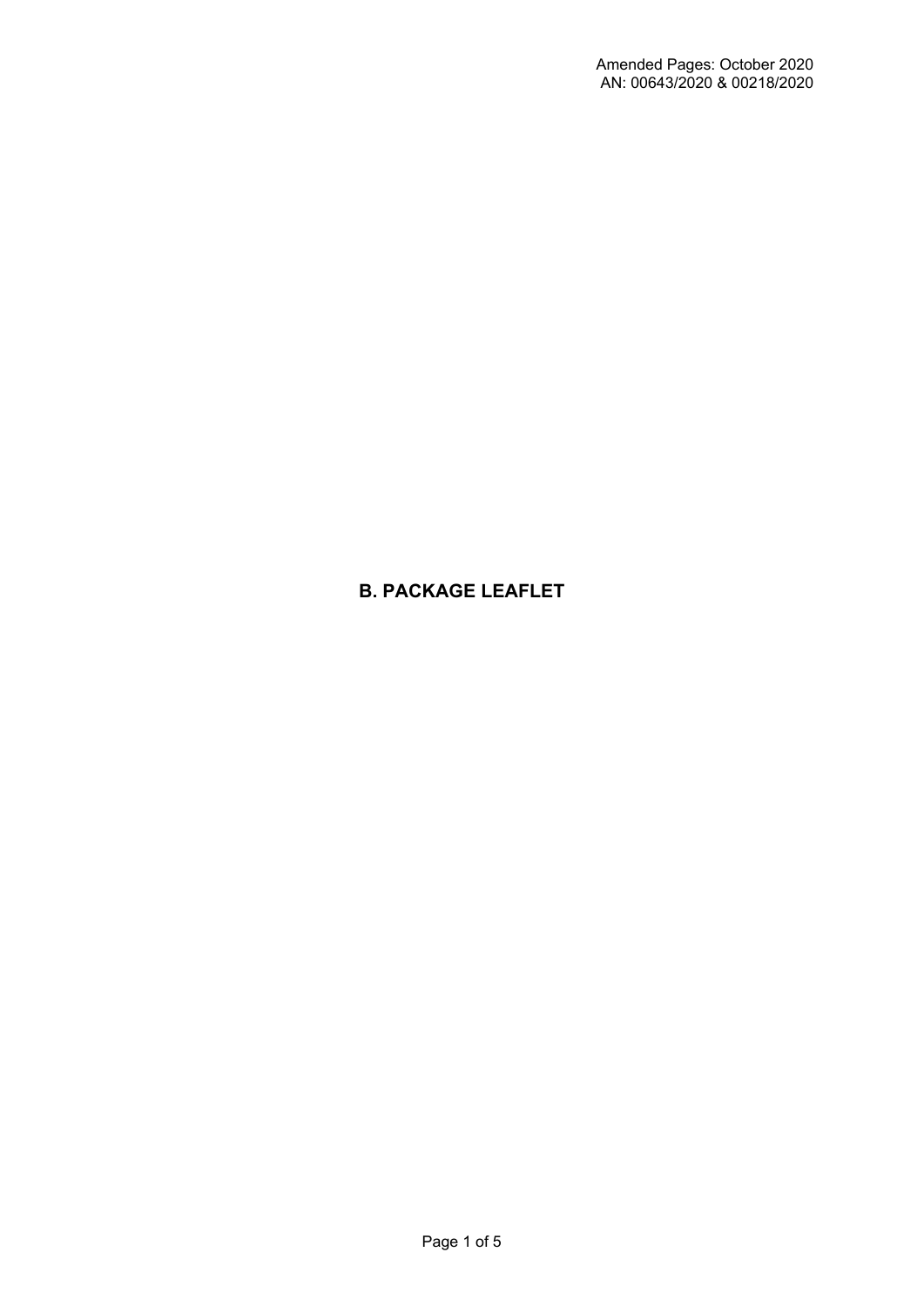Amended Pages: October 2020
AN: 00643/2020 & 00218/2020

# B. PACKAGE LEAFLET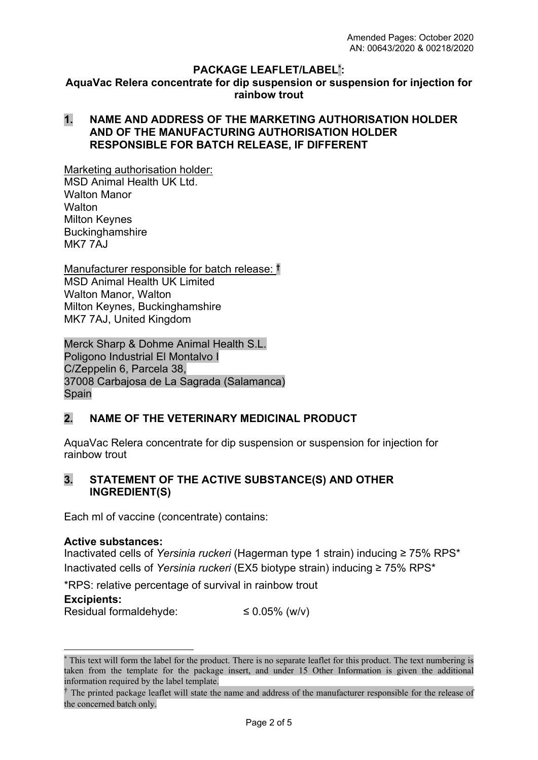Amended Pages: October 2020
AN: 00643/2020 & 00218/2020

## PACKAGE LEAFLET/LABEL*:
## AquaVac Relera concentrate for dip suspension or suspension for injection for rainbow trout

### 1. NAME AND ADDRESS OF THE MARKETING AUTHORISATION HOLDER AND OF THE MANUFACTURING AUTHORISATION HOLDER RESPONSIBLE FOR BATCH RELEASE, IF DIFFERENT

Marketing authorisation holder:
MSD Animal Health UK Ltd.
Walton Manor
Walton
Milton Keynes
Buckinghamshire
MK7 7AJ

Manufacturer responsible for batch release: †
MSD Animal Health UK Limited
Walton Manor, Walton
Milton Keynes, Buckinghamshire
MK7 7AJ, United Kingdom

Merck Sharp & Dohme Animal Health S.L.
Poligono Industrial El Montalvo I
C/Zeppelin 6, Parcela 38,
37008 Carbajosa de La Sagrada (Salamanca)
Spain

### 2. NAME OF THE VETERINARY MEDICINAL PRODUCT

AquaVac Relera concentrate for dip suspension or suspension for injection for rainbow trout

### 3. STATEMENT OF THE ACTIVE SUBSTANCE(S) AND OTHER INGREDIENT(S)

Each ml of vaccine (concentrate) contains:

**Active substances:**
Inactivated cells of *Yersinia ruckeri* (Hagerman type 1 strain) inducing ≥ 75% RPS*
Inactivated cells of *Yersinia ruckeri* (EX5 biotype strain) inducing ≥ 75% RPS*

*RPS: relative percentage of survival in rainbow trout

**Excipients:**
Residual formaldehyde: ≤ 0.05% (w/v)

---

* This text will form the label for the product. There is no separate leaflet for this product. The text numbering is taken from the template for the package insert, and under 15 Other Information is given the additional information required by the label template.

† The printed package leaflet will state the name and address of the manufacturer responsible for the release of the concerned batch only.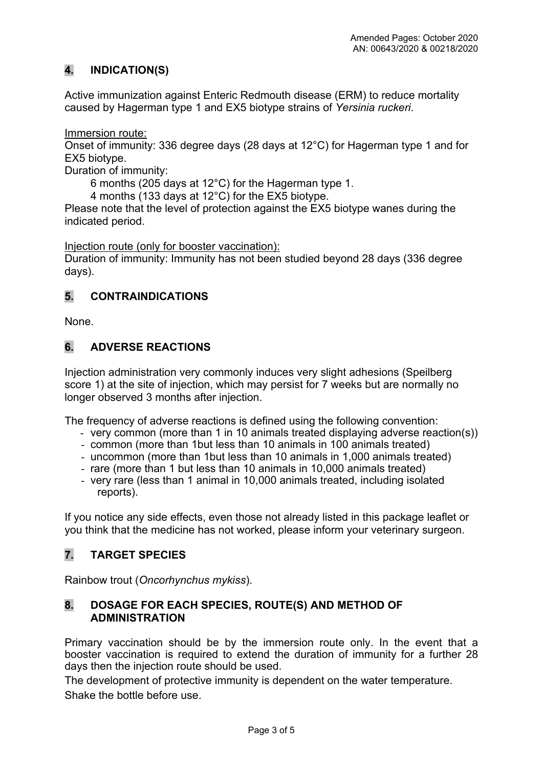## 4. INDICATION(S)

Active immunization against Enteric Redmouth disease (ERM) to reduce mortality caused by Hagerman type 1 and EX5 biotype strains of *Yersinia ruckeri*.

Immersion route:

Onset of immunity: 336 degree days (28 days at 12°C) for Hagerman type 1 and for EX5 biotype.

Duration of immunity:

6 months (205 days at 12°C) for the Hagerman type 1.

4 months (133 days at 12°C) for the EX5 biotype.

Please note that the level of protection against the EX5 biotype wanes during the indicated period.

Injection route (only for booster vaccination):

Duration of immunity: Immunity has not been studied beyond 28 days (336 degree days).

## 5. CONTRAINDICATIONS

None.

## 6. ADVERSE REACTIONS

Injection administration very commonly induces very slight adhesions (Speilberg score 1) at the site of injection, which may persist for 7 weeks but are normally no longer observed 3 months after injection.

The frequency of adverse reactions is defined using the following convention:

- very common (more than 1 in 10 animals treated displaying adverse reaction(s))
- common (more than 1but less than 10 animals in 100 animals treated)
- uncommon (more than 1but less than 10 animals in 1,000 animals treated)
- rare (more than 1 but less than 10 animals in 10,000 animals treated)
- very rare (less than 1 animal in 10,000 animals treated, including isolated reports).

If you notice any side effects, even those not already listed in this package leaflet or you think that the medicine has not worked, please inform your veterinary surgeon.

## 7. TARGET SPECIES

Rainbow trout (*Oncorhynchus mykiss*).

## 8. DOSAGE FOR EACH SPECIES, ROUTE(S) AND METHOD OF ADMINISTRATION

Primary vaccination should be by the immersion route only. In the event that a booster vaccination is required to extend the duration of immunity for a further 28 days then the injection route should be used.

The development of protective immunity is dependent on the water temperature.

Shake the bottle before use.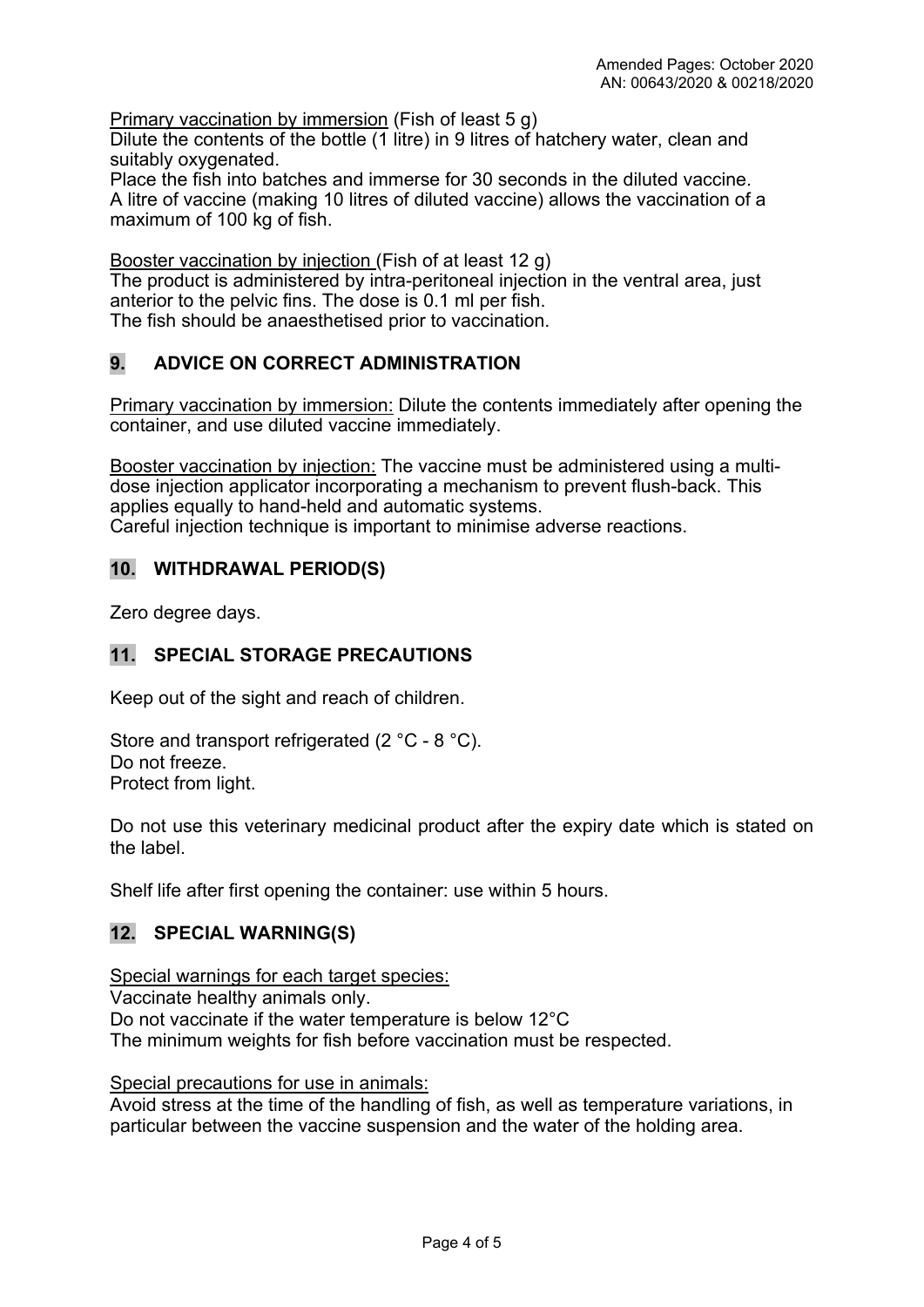Primary vaccination by immersion (Fish of least 5 g)
Dilute the contents of the bottle (1 litre) in 9 litres of hatchery water, clean and suitably oxygenated.
Place the fish into batches and immerse for 30 seconds in the diluted vaccine.
A litre of vaccine (making 10 litres of diluted vaccine) allows the vaccination of a maximum of 100 kg of fish.

Booster vaccination by injection (Fish of at least 12 g)
The product is administered by intra-peritoneal injection in the ventral area, just anterior to the pelvic fins. The dose is 0.1 ml per fish.
The fish should be anaesthetised prior to vaccination.

## 9. ADVICE ON CORRECT ADMINISTRATION

Primary vaccination by immersion: Dilute the contents immediately after opening the container, and use diluted vaccine immediately.

Booster vaccination by injection: The vaccine must be administered using a multi-dose injection applicator incorporating a mechanism to prevent flush-back. This applies equally to hand-held and automatic systems.
Careful injection technique is important to minimise adverse reactions.

## 10. WITHDRAWAL PERIOD(S)

Zero degree days.

## 11. SPECIAL STORAGE PRECAUTIONS

Keep out of the sight and reach of children.

Store and transport refrigerated (2 °C - 8 °C).
Do not freeze.
Protect from light.

Do not use this veterinary medicinal product after the expiry date which is stated on the label.

Shelf life after first opening the container: use within 5 hours.

## 12. SPECIAL WARNING(S)

Special warnings for each target species:
Vaccinate healthy animals only.
Do not vaccinate if the water temperature is below 12°C
The minimum weights for fish before vaccination must be respected.

Special precautions for use in animals:
Avoid stress at the time of the handling of fish, as well as temperature variations, in particular between the vaccine suspension and the water of the holding area.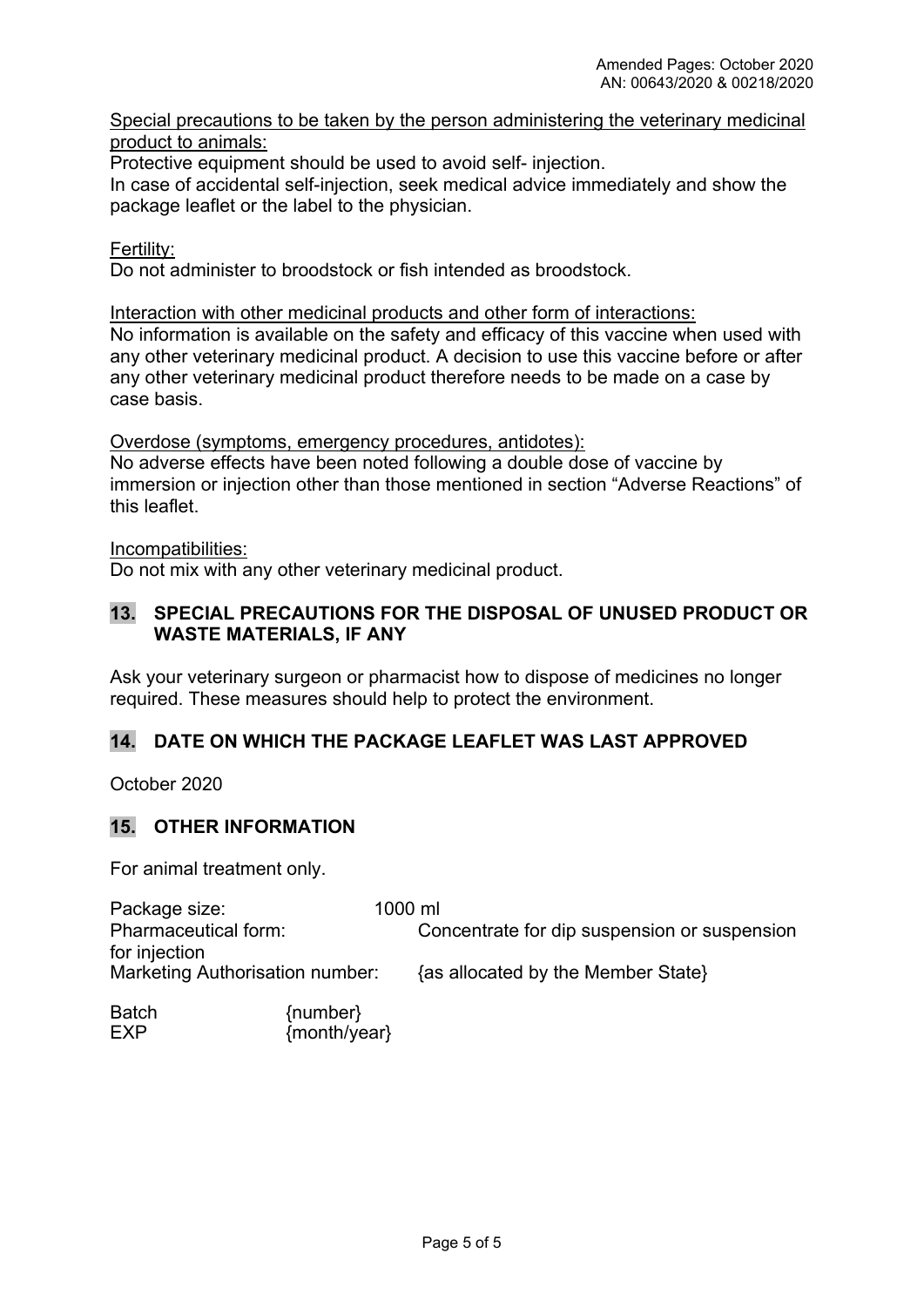Special precautions to be taken by the person administering the veterinary medicinal product to animals:

Protective equipment should be used to avoid self- injection.

In case of accidental self-injection, seek medical advice immediately and show the package leaflet or the label to the physician.

Fertility:

Do not administer to broodstock or fish intended as broodstock.

Interaction with other medicinal products and other form of interactions:

No information is available on the safety and efficacy of this vaccine when used with any other veterinary medicinal product. A decision to use this vaccine before or after any other veterinary medicinal product therefore needs to be made on a case by case basis.

Overdose (symptoms, emergency procedures, antidotes):

No adverse effects have been noted following a double dose of vaccine by immersion or injection other than those mentioned in section "Adverse Reactions" of this leaflet.

Incompatibilities:

Do not mix with any other veterinary medicinal product.

## 13. SPECIAL PRECAUTIONS FOR THE DISPOSAL OF UNUSED PRODUCT OR WASTE MATERIALS, IF ANY

Ask your veterinary surgeon or pharmacist how to dispose of medicines no longer required. These measures should help to protect the environment.

## 14. DATE ON WHICH THE PACKAGE LEAFLET WAS LAST APPROVED

October 2020

## 15. OTHER INFORMATION

For animal treatment only.

Package size: 1000 ml

Pharmaceutical form: Concentrate for dip suspension or suspension for injection

Marketing Authorisation number: {as allocated by the Member State}

Batch {number}

EXP {month/year}